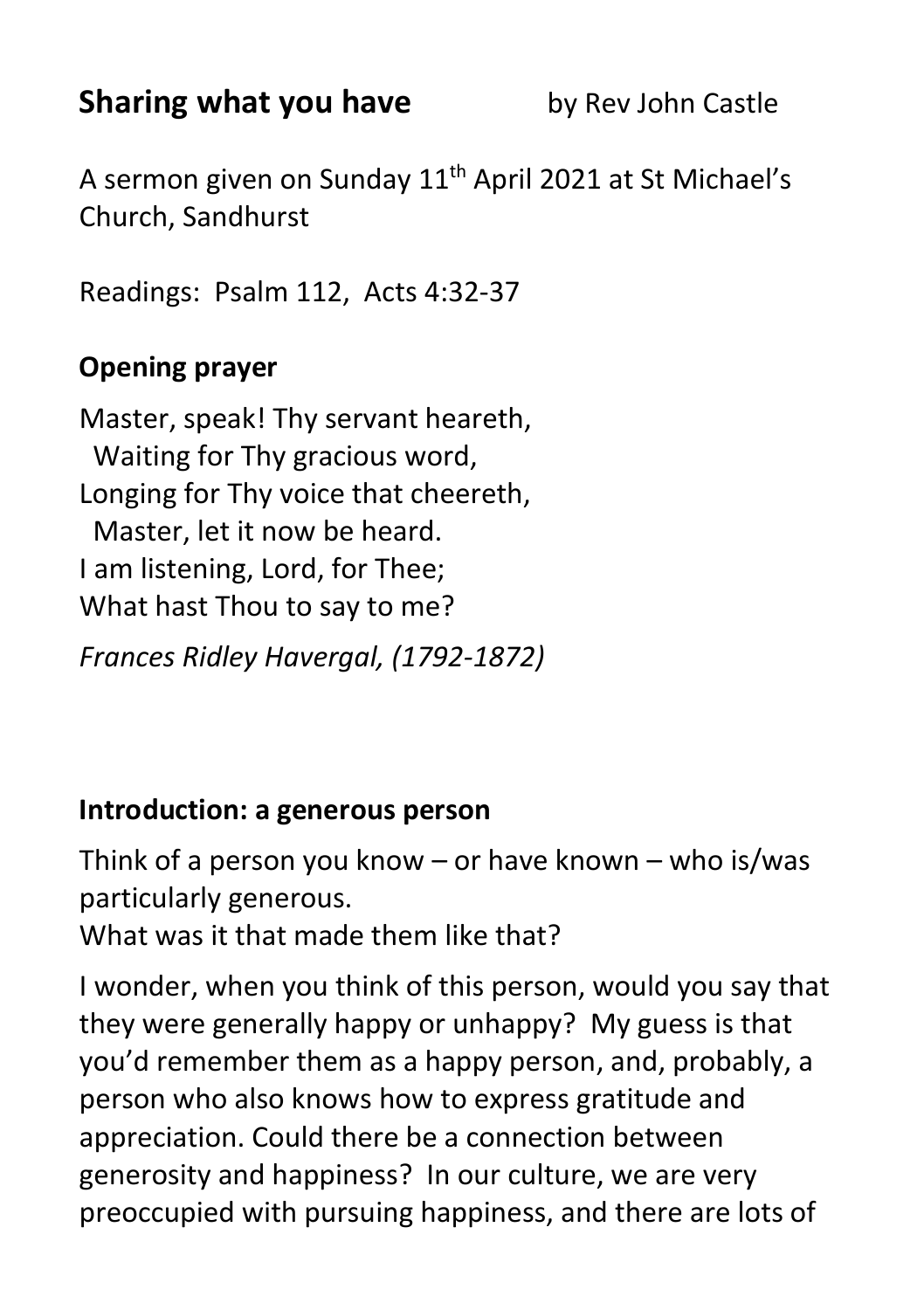# Sharing what you have

by Rev John Castle

A sermon given on Sunday 11th April 2021 at St Michael's Church, Sandhurst

Readings: Psalm 112, Acts 4:32-37

## Opening prayer

Master, speak! Thy servant heareth,
  Waiting for Thy gracious word,
Longing for Thy voice that cheereth,
  Master, let it now be heard.
I am listening, Lord, for Thee;
What hast Thou to say to me?

*Frances Ridley Havergal, (1792-1872)*

## Introduction: a generous person

Think of a person you know – or have known – who is/was particularly generous.
What was it that made them like that?

I wonder, when you think of this person, would you say that they were generally happy or unhappy? My guess is that you'd remember them as a happy person, and, probably, a person who also knows how to express gratitude and appreciation. Could there be a connection between generosity and happiness? In our culture, we are very preoccupied with pursuing happiness, and there are lots of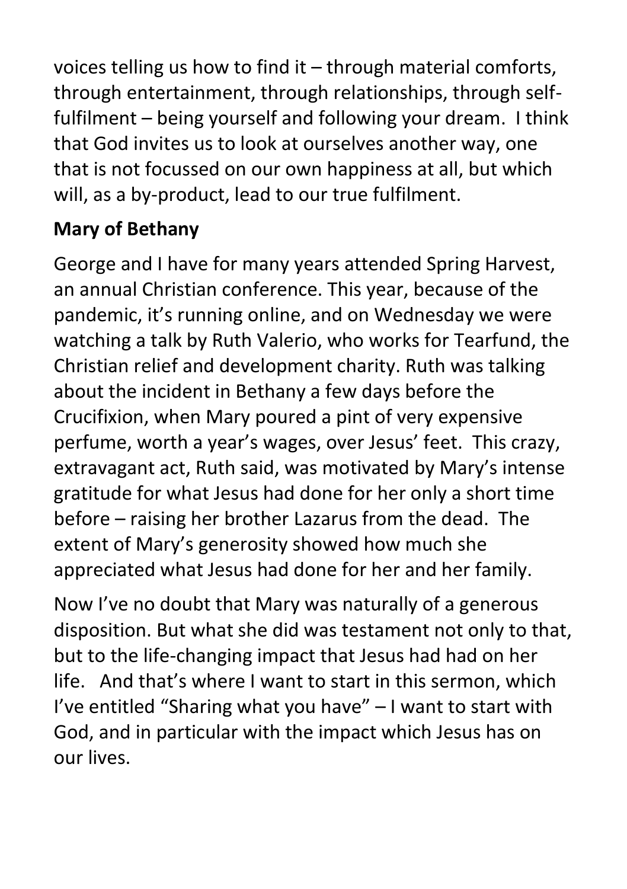voices telling us how to find it – through material comforts, through entertainment, through relationships, through self-fulfilment – being yourself and following your dream. I think that God invites us to look at ourselves another way, one that is not focussed on our own happiness at all, but which will, as a by-product, lead to our true fulfilment.

**Mary of Bethany**

George and I have for many years attended Spring Harvest, an annual Christian conference. This year, because of the pandemic, it's running online, and on Wednesday we were watching a talk by Ruth Valerio, who works for Tearfund, the Christian relief and development charity. Ruth was talking about the incident in Bethany a few days before the Crucifixion, when Mary poured a pint of very expensive perfume, worth a year's wages, over Jesus' feet. This crazy, extravagant act, Ruth said, was motivated by Mary's intense gratitude for what Jesus had done for her only a short time before – raising her brother Lazarus from the dead. The extent of Mary's generosity showed how much she appreciated what Jesus had done for her and her family.

Now I've no doubt that Mary was naturally of a generous disposition. But what she did was testament not only to that, but to the life-changing impact that Jesus had had on her life. And that's where I want to start in this sermon, which I've entitled "Sharing what you have" – I want to start with God, and in particular with the impact which Jesus has on our lives.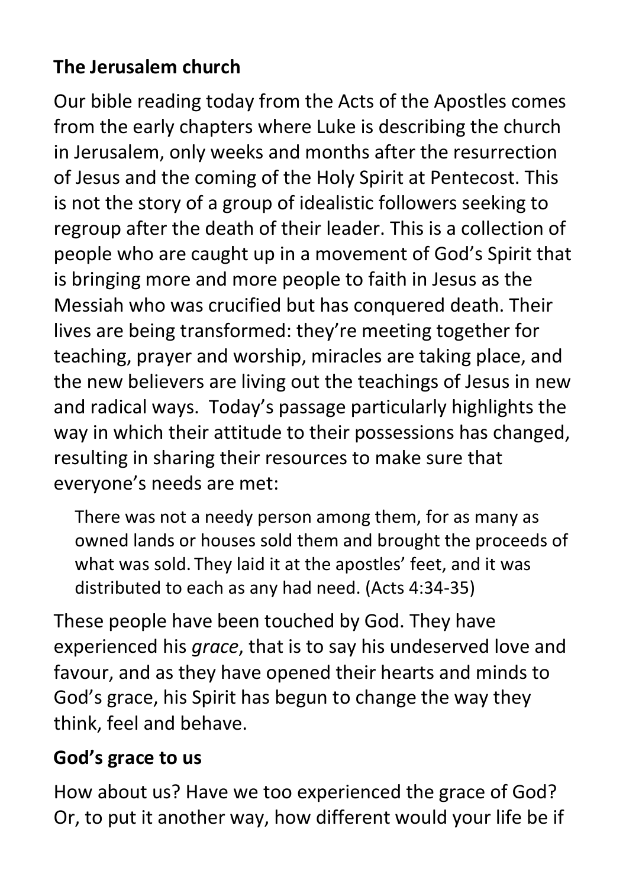## The Jerusalem church

Our bible reading today from the Acts of the Apostles comes from the early chapters where Luke is describing the church in Jerusalem, only weeks and months after the resurrection of Jesus and the coming of the Holy Spirit at Pentecost. This is not the story of a group of idealistic followers seeking to regroup after the death of their leader. This is a collection of people who are caught up in a movement of God's Spirit that is bringing more and more people to faith in Jesus as the Messiah who was crucified but has conquered death. Their lives are being transformed: they're meeting together for teaching, prayer and worship, miracles are taking place, and the new believers are living out the teachings of Jesus in new and radical ways. Today's passage particularly highlights the way in which their attitude to their possessions has changed, resulting in sharing their resources to make sure that everyone's needs are met:

> There was not a needy person among them, for as many as owned lands or houses sold them and brought the proceeds of what was sold. They laid it at the apostles' feet, and it was distributed to each as any had need. (Acts 4:34-35)

These people have been touched by God. They have experienced his *grace*, that is to say his undeserved love and favour, and as they have opened their hearts and minds to God's grace, his Spirit has begun to change the way they think, feel and behave.

## God's grace to us

How about us? Have we too experienced the grace of God? Or, to put it another way, how different would your life be if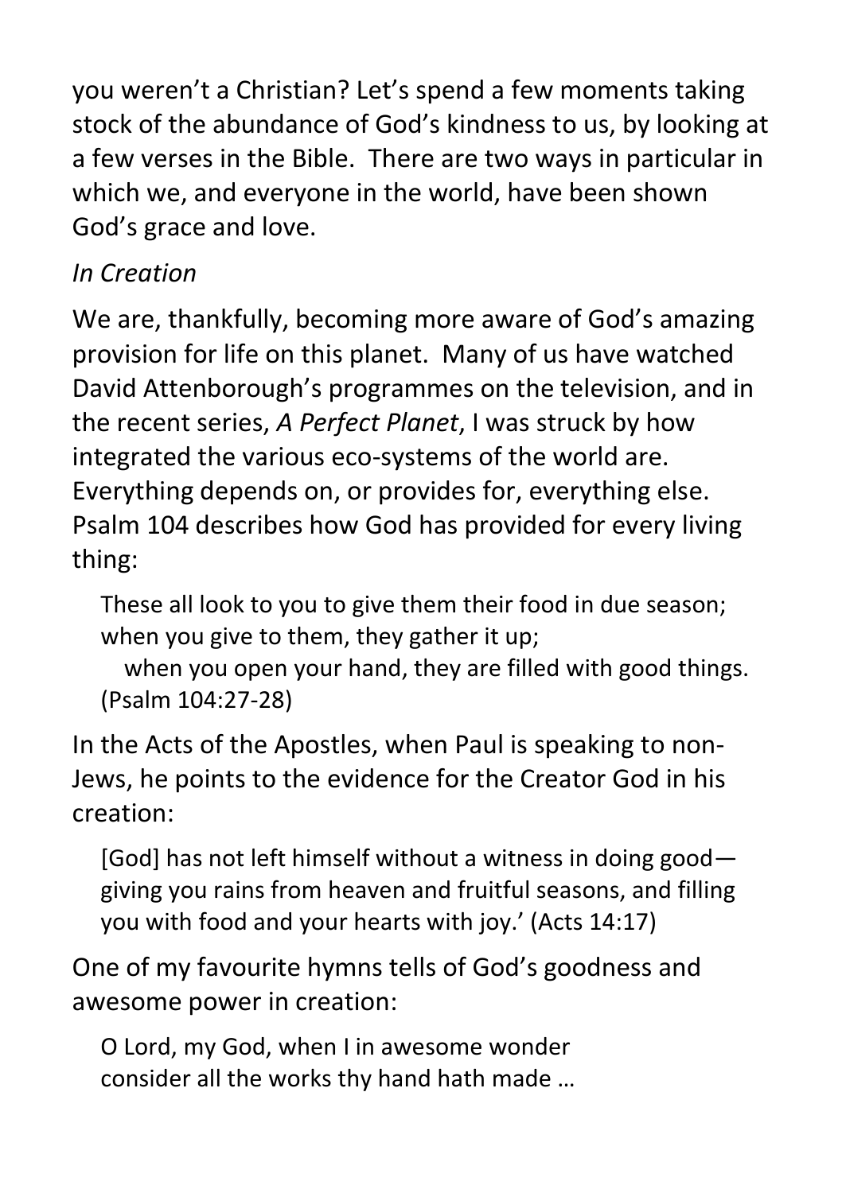you weren't a Christian? Let's spend a few moments taking stock of the abundance of God's kindness to us, by looking at a few verses in the Bible. There are two ways in particular in which we, and everyone in the world, have been shown God's grace and love.

*In Creation*

We are, thankfully, becoming more aware of God's amazing provision for life on this planet. Many of us have watched David Attenborough's programmes on the television, and in the recent series, *A Perfect Planet*, I was struck by how integrated the various eco-systems of the world are. Everything depends on, or provides for, everything else. Psalm 104 describes how God has provided for every living thing:

> These all look to you to give them their food in due season;
> when you give to them, they gather it up;
> when you open your hand, they are filled with good things.
> (Psalm 104:27-28)

In the Acts of the Apostles, when Paul is speaking to non-Jews, he points to the evidence for the Creator God in his creation:

> [God] has not left himself without a witness in doing good—giving you rains from heaven and fruitful seasons, and filling you with food and your hearts with joy.' (Acts 14:17)

One of my favourite hymns tells of God's goodness and awesome power in creation:

> O Lord, my God, when I in awesome wonder
> consider all the works thy hand hath made …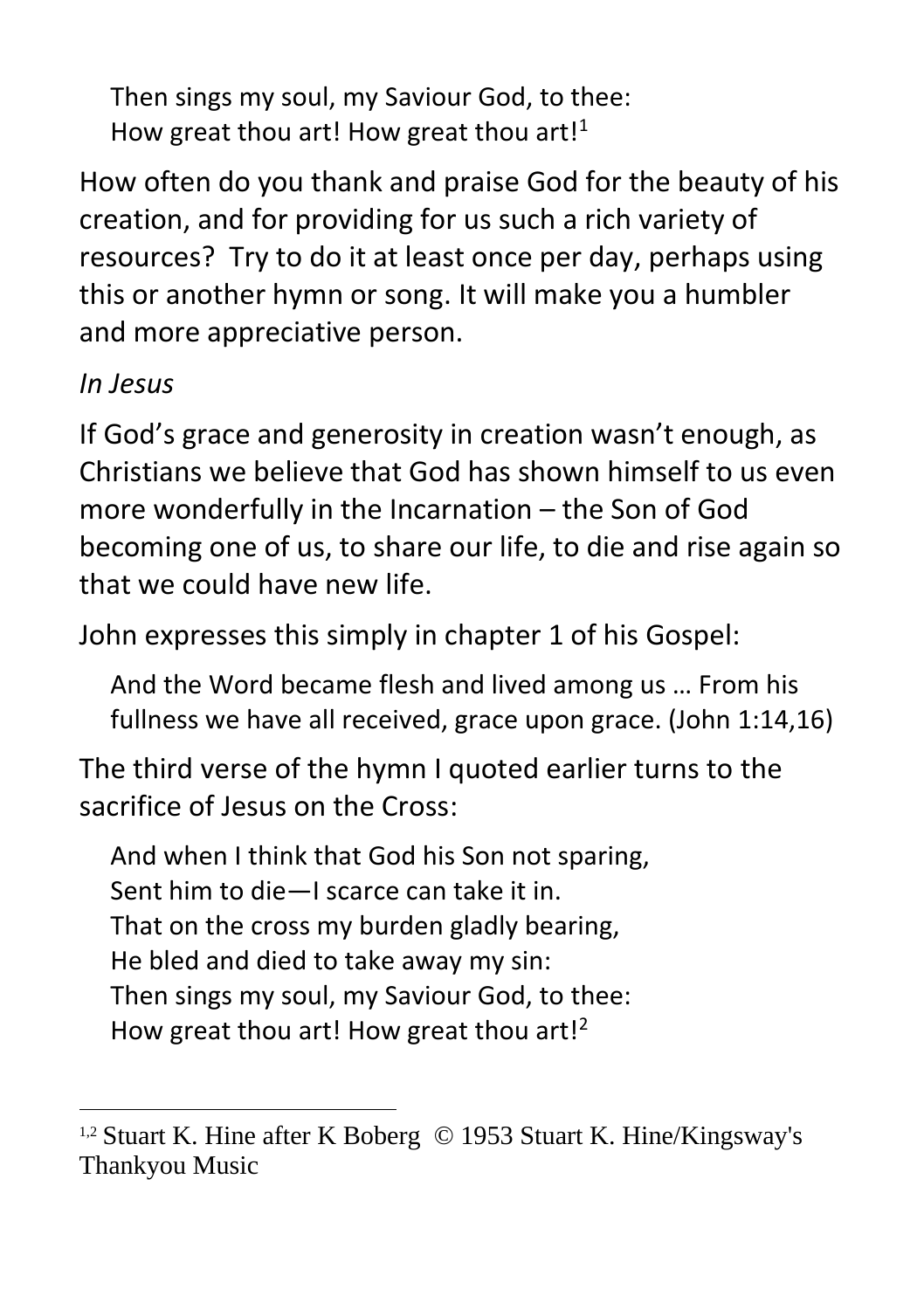Then sings my soul, my Saviour God, to thee:  
How great thou art! How great thou art![1]

How often do you thank and praise God for the beauty of his creation, and for providing for us such a rich variety of resources? Try to do it at least once per day, perhaps using this or another hymn or song. It will make you a humbler and more appreciative person.

*In Jesus*

If God's grace and generosity in creation wasn't enough, as Christians we believe that God has shown himself to us even more wonderfully in the Incarnation – the Son of God becoming one of us, to share our life, to die and rise again so that we could have new life.

John expresses this simply in chapter 1 of his Gospel:

> And the Word became flesh and lived among us … From his fullness we have all received, grace upon grace. (John 1:14,16)

The third verse of the hymn I quoted earlier turns to the sacrifice of Jesus on the Cross:

> And when I think that God his Son not sparing,  
> Sent him to die—I scarce can take it in.  
> That on the cross my burden gladly bearing,  
> He bled and died to take away my sin:  
> Then sings my soul, my Saviour God, to thee:  
> How great thou art! How great thou art![2]

---

[1,2] Stuart K. Hine after K Boberg © 1953 Stuart K. Hine/Kingsway's Thankyou Music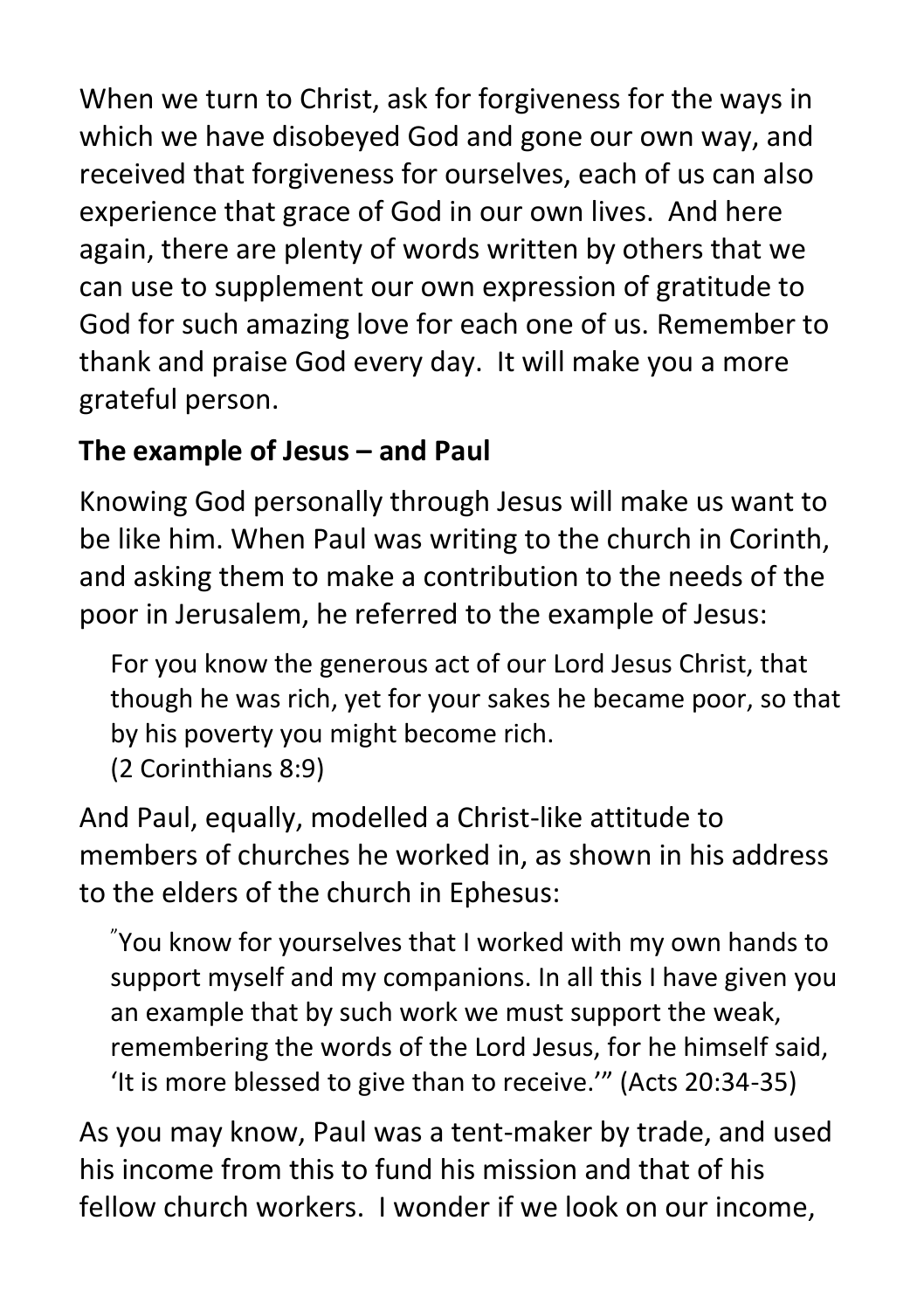When we turn to Christ, ask for forgiveness for the ways in which we have disobeyed God and gone our own way, and received that forgiveness for ourselves, each of us can also experience that grace of God in our own lives. And here again, there are plenty of words written by others that we can use to supplement our own expression of gratitude to God for such amazing love for each one of us. Remember to thank and praise God every day. It will make you a more grateful person.

**The example of Jesus – and Paul**

Knowing God personally through Jesus will make us want to be like him. When Paul was writing to the church in Corinth, and asking them to make a contribution to the needs of the poor in Jerusalem, he referred to the example of Jesus:

> For you know the generous act of our Lord Jesus Christ, that though he was rich, yet for your sakes he became poor, so that by his poverty you might become rich.
> (2 Corinthians 8:9)

And Paul, equally, modelled a Christ-like attitude to members of churches he worked in, as shown in his address to the elders of the church in Ephesus:

> "You know for yourselves that I worked with my own hands to support myself and my companions. In all this I have given you an example that by such work we must support the weak, remembering the words of the Lord Jesus, for he himself said, 'It is more blessed to give than to receive.'" (Acts 20:34-35)

As you may know, Paul was a tent-maker by trade, and used his income from this to fund his mission and that of his fellow church workers. I wonder if we look on our income,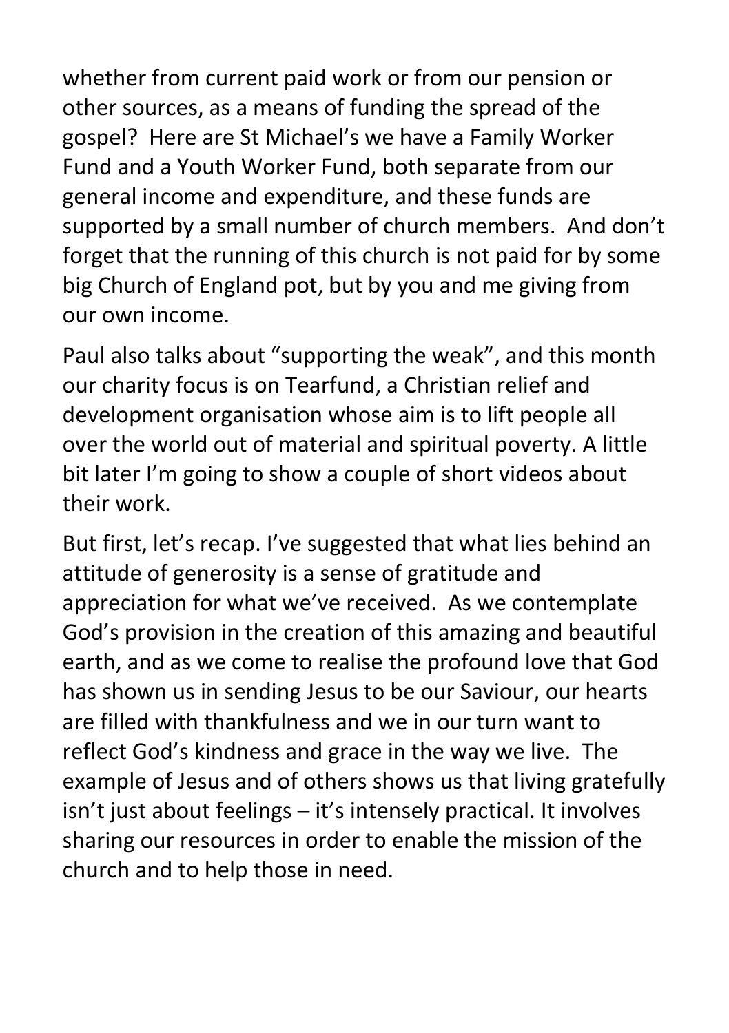whether from current paid work or from our pension or other sources, as a means of funding the spread of the gospel? Here are St Michael's we have a Family Worker Fund and a Youth Worker Fund, both separate from our general income and expenditure, and these funds are supported by a small number of church members. And don't forget that the running of this church is not paid for by some big Church of England pot, but by you and me giving from our own income.

Paul also talks about "supporting the weak", and this month our charity focus is on Tearfund, a Christian relief and development organisation whose aim is to lift people all over the world out of material and spiritual poverty. A little bit later I'm going to show a couple of short videos about their work.

But first, let's recap. I've suggested that what lies behind an attitude of generosity is a sense of gratitude and appreciation for what we've received. As we contemplate God's provision in the creation of this amazing and beautiful earth, and as we come to realise the profound love that God has shown us in sending Jesus to be our Saviour, our hearts are filled with thankfulness and we in our turn want to reflect God's kindness and grace in the way we live. The example of Jesus and of others shows us that living gratefully isn't just about feelings – it's intensely practical. It involves sharing our resources in order to enable the mission of the church and to help those in need.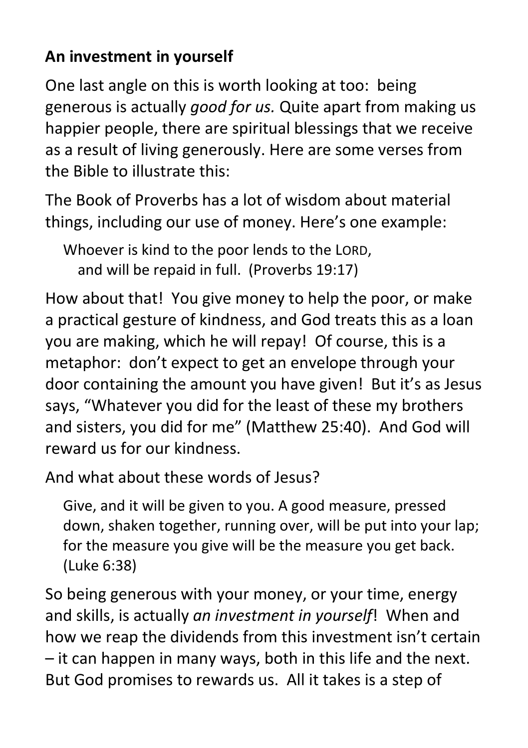**An investment in yourself**

One last angle on this is worth looking at too: being generous is actually *good for us.* Quite apart from making us happier people, there are spiritual blessings that we receive as a result of living generously. Here are some verses from the Bible to illustrate this:

The Book of Proverbs has a lot of wisdom about material things, including our use of money. Here's one example:

> Whoever is kind to the poor lends to the LORD,
> and will be repaid in full. (Proverbs 19:17)

How about that! You give money to help the poor, or make a practical gesture of kindness, and God treats this as a loan you are making, which he will repay! Of course, this is a metaphor: don't expect to get an envelope through your door containing the amount you have given! But it's as Jesus says, "Whatever you did for the least of these my brothers and sisters, you did for me" (Matthew 25:40). And God will reward us for our kindness.

And what about these words of Jesus?

> Give, and it will be given to you. A good measure, pressed down, shaken together, running over, will be put into your lap; for the measure you give will be the measure you get back. (Luke 6:38)

So being generous with your money, or your time, energy and skills, is actually *an investment in yourself*! When and how we reap the dividends from this investment isn't certain – it can happen in many ways, both in this life and the next. But God promises to rewards us. All it takes is a step of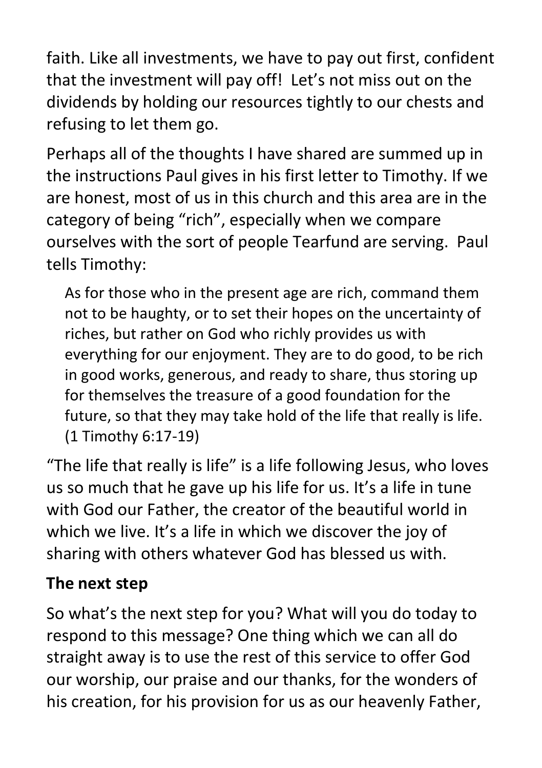faith. Like all investments, we have to pay out first, confident that the investment will pay off! Let's not miss out on the dividends by holding our resources tightly to our chests and refusing to let them go.

Perhaps all of the thoughts I have shared are summed up in the instructions Paul gives in his first letter to Timothy. If we are honest, most of us in this church and this area are in the category of being "rich", especially when we compare ourselves with the sort of people Tearfund are serving. Paul tells Timothy:

> As for those who in the present age are rich, command them not to be haughty, or to set their hopes on the uncertainty of riches, but rather on God who richly provides us with everything for our enjoyment. They are to do good, to be rich in good works, generous, and ready to share, thus storing up for themselves the treasure of a good foundation for the future, so that they may take hold of the life that really is life. (1 Timothy 6:17-19)

"The life that really is life" is a life following Jesus, who loves us so much that he gave up his life for us. It's a life in tune with God our Father, the creator of the beautiful world in which we live. It's a life in which we discover the joy of sharing with others whatever God has blessed us with.

## The next step

So what's the next step for you? What will you do today to respond to this message? One thing which we can all do straight away is to use the rest of this service to offer God our worship, our praise and our thanks, for the wonders of his creation, for his provision for us as our heavenly Father,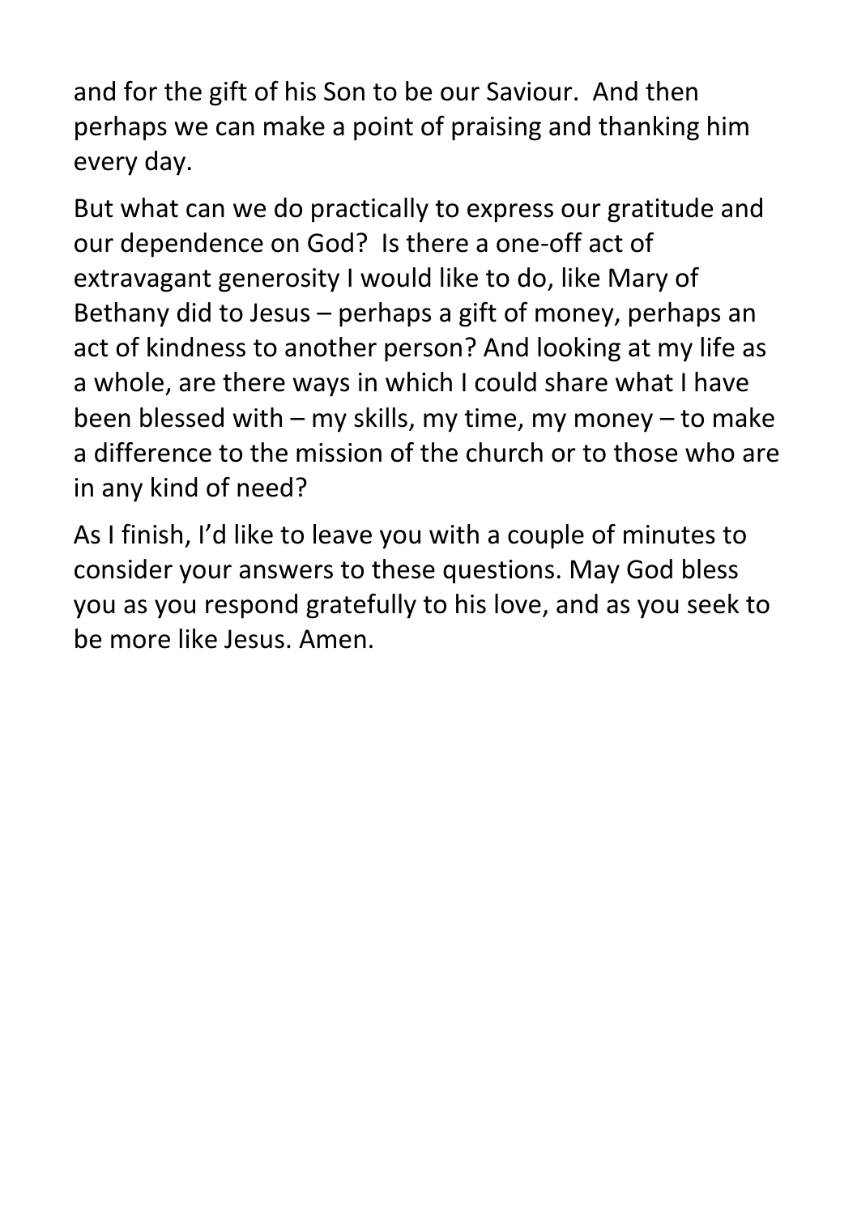and for the gift of his Son to be our Saviour. And then perhaps we can make a point of praising and thanking him every day.

But what can we do practically to express our gratitude and our dependence on God? Is there a one-off act of extravagant generosity I would like to do, like Mary of Bethany did to Jesus – perhaps a gift of money, perhaps an act of kindness to another person? And looking at my life as a whole, are there ways in which I could share what I have been blessed with – my skills, my time, my money – to make a difference to the mission of the church or to those who are in any kind of need?

As I finish, I'd like to leave you with a couple of minutes to consider your answers to these questions. May God bless you as you respond gratefully to his love, and as you seek to be more like Jesus. Amen.